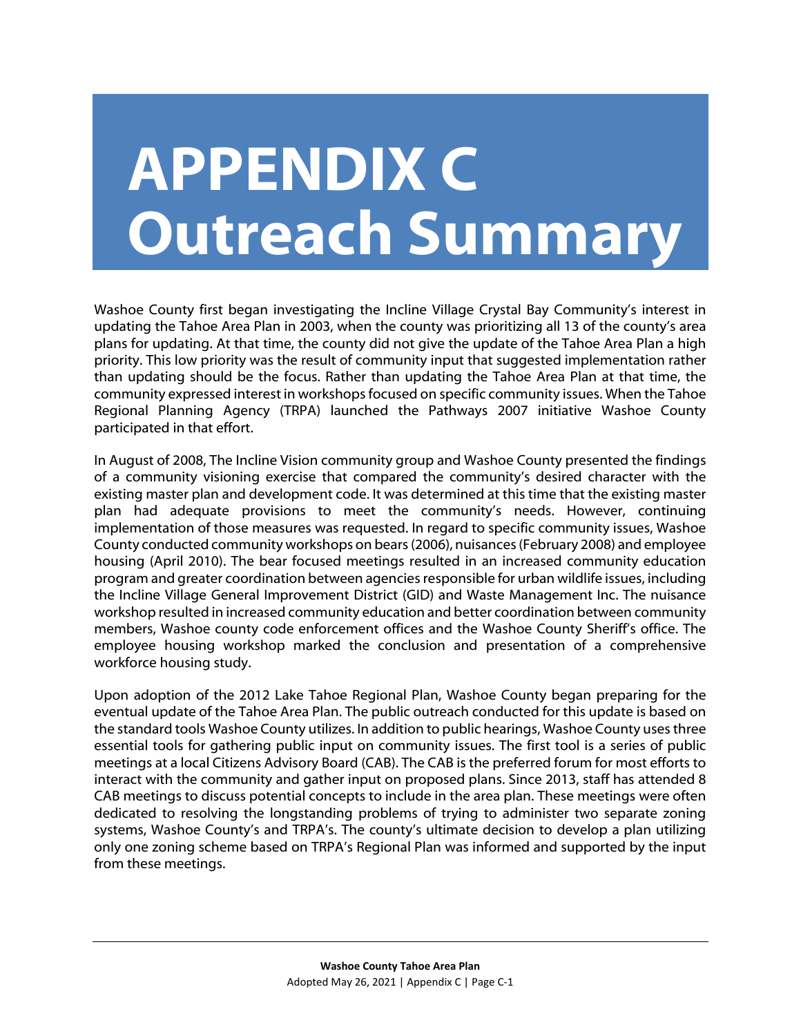# APPENDIX C Outreach Summary

Washoe County first began investigating the Incline Village Crystal Bay Community's interest in updating the Tahoe Area Plan in 2003, when the county was prioritizing all 13 of the county's area plans for updating. At that time, the county did not give the update of the Tahoe Area Plan a high priority. This low priority was the result of community input that suggested implementation rather than updating should be the focus. Rather than updating the Tahoe Area Plan at that time, the community expressed interest in workshops focused on specific community issues. When the Tahoe Regional Planning Agency (TRPA) launched the Pathways 2007 initiative Washoe County participated in that effort.

In August of 2008, The Incline Vision community group and Washoe County presented the findings of a community visioning exercise that compared the community's desired character with the existing master plan and development code. It was determined at this time that the existing master plan had adequate provisions to meet the community's needs. However, continuing implementation of those measures was requested. In regard to specific community issues, Washoe County conducted community workshops on bears (2006), nuisances (February 2008) and employee housing (April 2010). The bear focused meetings resulted in an increased community education program and greater coordination between agencies responsible for urban wildlife issues, including the Incline Village General Improvement District (GID) and Waste Management Inc. The nuisance workshop resulted in increased community education and better coordination between community members, Washoe county code enforcement offices and the Washoe County Sheriff's office. The employee housing workshop marked the conclusion and presentation of a comprehensive workforce housing study.

Upon adoption of the 2012 Lake Tahoe Regional Plan, Washoe County began preparing for the eventual update of the Tahoe Area Plan. The public outreach conducted for this update is based on the standard tools Washoe County utilizes. In addition to public hearings, Washoe County uses three essential tools for gathering public input on community issues. The first tool is a series of public meetings at a local Citizens Advisory Board (CAB). The CAB is the preferred forum for most efforts to interact with the community and gather input on proposed plans. Since 2013, staff has attended 8 CAB meetings to discuss potential concepts to include in the area plan. These meetings were often dedicated to resolving the longstanding problems of trying to administer two separate zoning systems, Washoe County's and TRPA's. The county's ultimate decision to develop a plan utilizing only one zoning scheme based on TRPA's Regional Plan was informed and supported by the input from these meetings.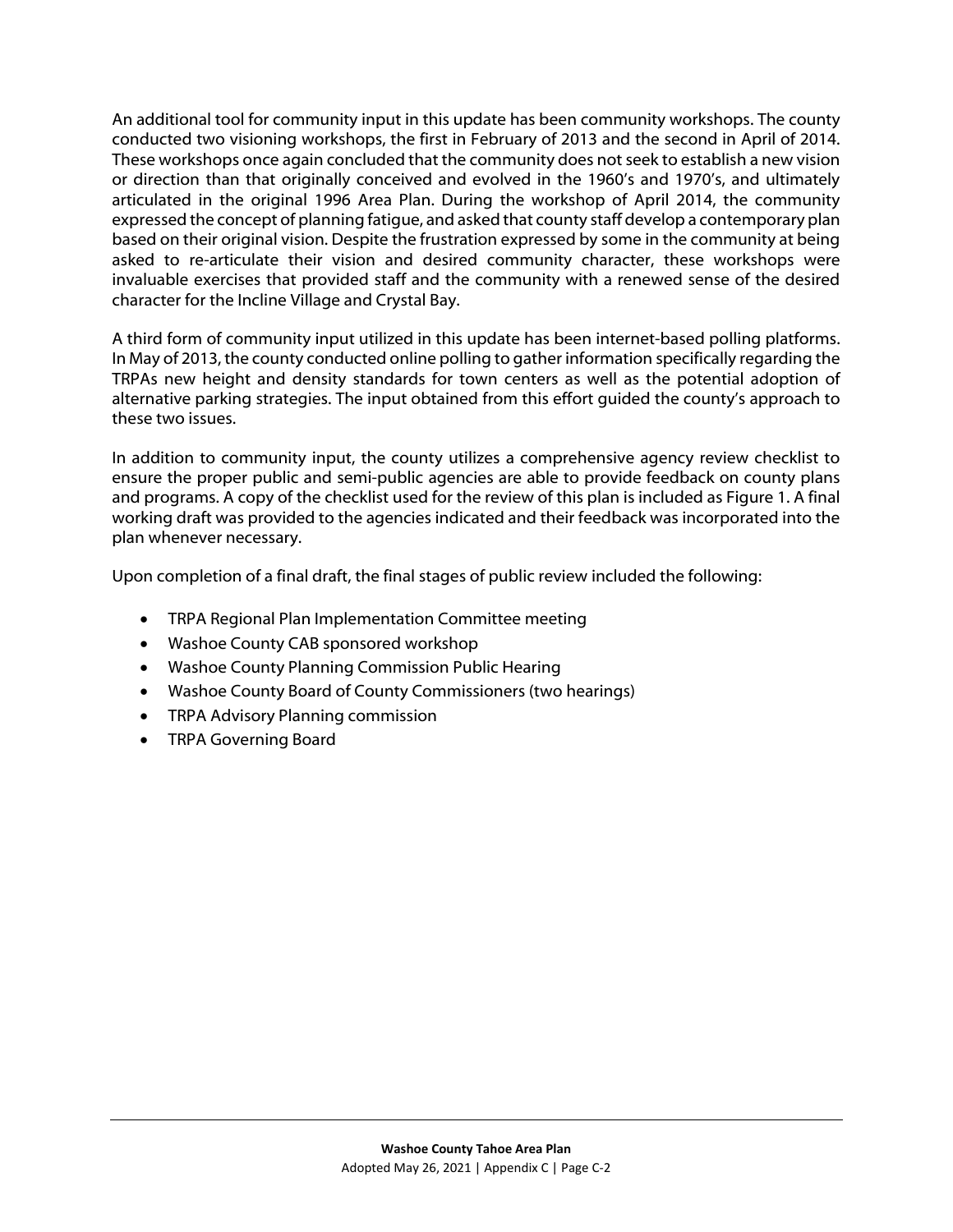An additional tool for community input in this update has been community workshops. The county conducted two visioning workshops, the first in February of 2013 and the second in April of 2014. These workshops once again concluded that the community does not seek to establish a new vision or direction than that originally conceived and evolved in the 1960's and 1970's, and ultimately articulated in the original 1996 Area Plan. During the workshop of April 2014, the community expressed the concept of planning fatigue, and asked that county staff develop a contemporary plan based on their original vision. Despite the frustration expressed by some in the community at being asked to re-articulate their vision and desired community character, these workshops were invaluable exercises that provided staff and the community with a renewed sense of the desired character for the Incline Village and Crystal Bay.

A third form of community input utilized in this update has been internet-based polling platforms. In May of 2013, the county conducted online polling to gather information specifically regarding the TRPAs new height and density standards for town centers as well as the potential adoption of alternative parking strategies. The input obtained from this effort guided the county's approach to these two issues.

In addition to community input, the county utilizes a comprehensive agency review checklist to ensure the proper public and semi-public agencies are able to provide feedback on county plans and programs. A copy of the checklist used for the review of this plan is included as Figure 1. A final working draft was provided to the agencies indicated and their feedback was incorporated into the plan whenever necessary.

Upon completion of a final draft, the final stages of public review included the following:

- TRPA Regional Plan Implementation Committee meeting
- Washoe County CAB sponsored workshop
- Washoe County Planning Commission Public Hearing
- Washoe County Board of County Commissioners (two hearings)
- TRPA Advisory Planning commission
- TRPA Governing Board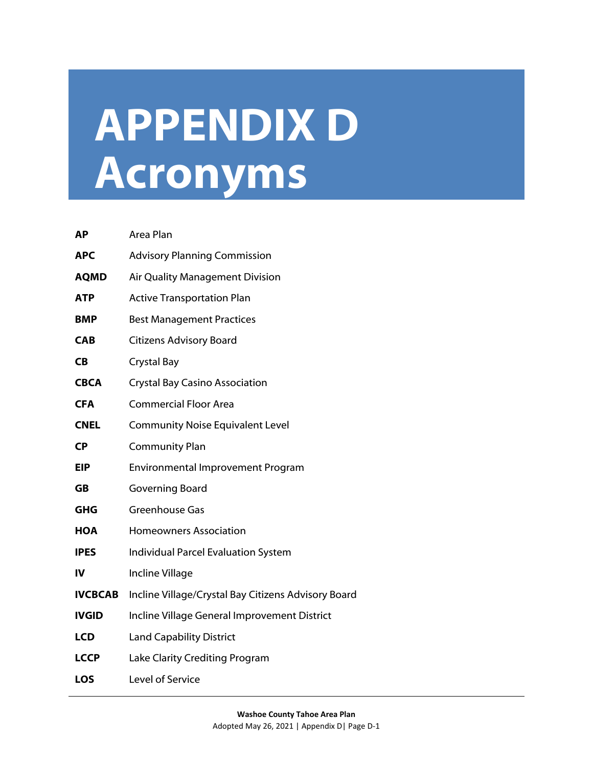# APPENDIX D Acronyms

| | |
|---|---|
| **AP** | Area Plan |
| **APC** | Advisory Planning Commission |
| **AQMD** | Air Quality Management Division |
| **ATP** | Active Transportation Plan |
| **BMP** | Best Management Practices |
| **CAB** | Citizens Advisory Board |
| **CB** | Crystal Bay |
| **CBCA** | Crystal Bay Casino Association |
| **CFA** | Commercial Floor Area |
| **CNEL** | Community Noise Equivalent Level |
| **CP** | Community Plan |
| **EIP** | Environmental Improvement Program |
| **GB** | Governing Board |
| **GHG** | Greenhouse Gas |
| **HOA** | Homeowners Association |
| **IPES** | Individual Parcel Evaluation System |
| **IV** | Incline Village |
| **IVCBCAB** | Incline Village/Crystal Bay Citizens Advisory Board |
| **IVGID** | Incline Village General Improvement District |
| **LCD** | Land Capability District |
| **LCCP** | Lake Clarity Crediting Program |
| **LOS** | Level of Service |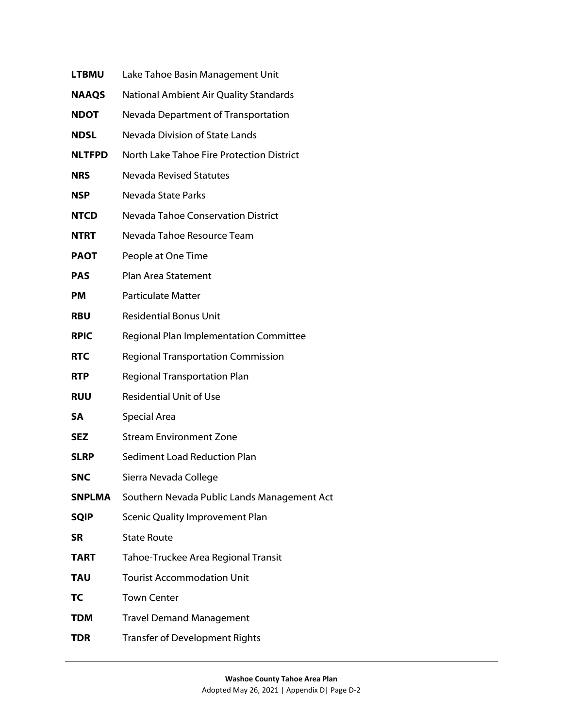**LTBMU** Lake Tahoe Basin Management Unit

**NAAQS** National Ambient Air Quality Standards

**NDOT** Nevada Department of Transportation

**NDSL** Nevada Division of State Lands

**NLTFPD** North Lake Tahoe Fire Protection District

**NRS** Nevada Revised Statutes

**NSP** Nevada State Parks

**NTCD** Nevada Tahoe Conservation District

**NTRT** Nevada Tahoe Resource Team

**PAOT** People at One Time

**PAS** Plan Area Statement

**PM** Particulate Matter

**RBU** Residential Bonus Unit

**RPIC** Regional Plan Implementation Committee

**RTC** Regional Transportation Commission

**RTP** Regional Transportation Plan

**RUU** Residential Unit of Use

**SA** Special Area

**SEZ** Stream Environment Zone

**SLRP** Sediment Load Reduction Plan

**SNC** Sierra Nevada College

**SNPLMA** Southern Nevada Public Lands Management Act

**SQIP** Scenic Quality Improvement Plan

**SR** State Route

**TART** Tahoe-Truckee Area Regional Transit

**TAU** Tourist Accommodation Unit

**TC** Town Center

**TDM** Travel Demand Management

**TDR** Transfer of Development Rights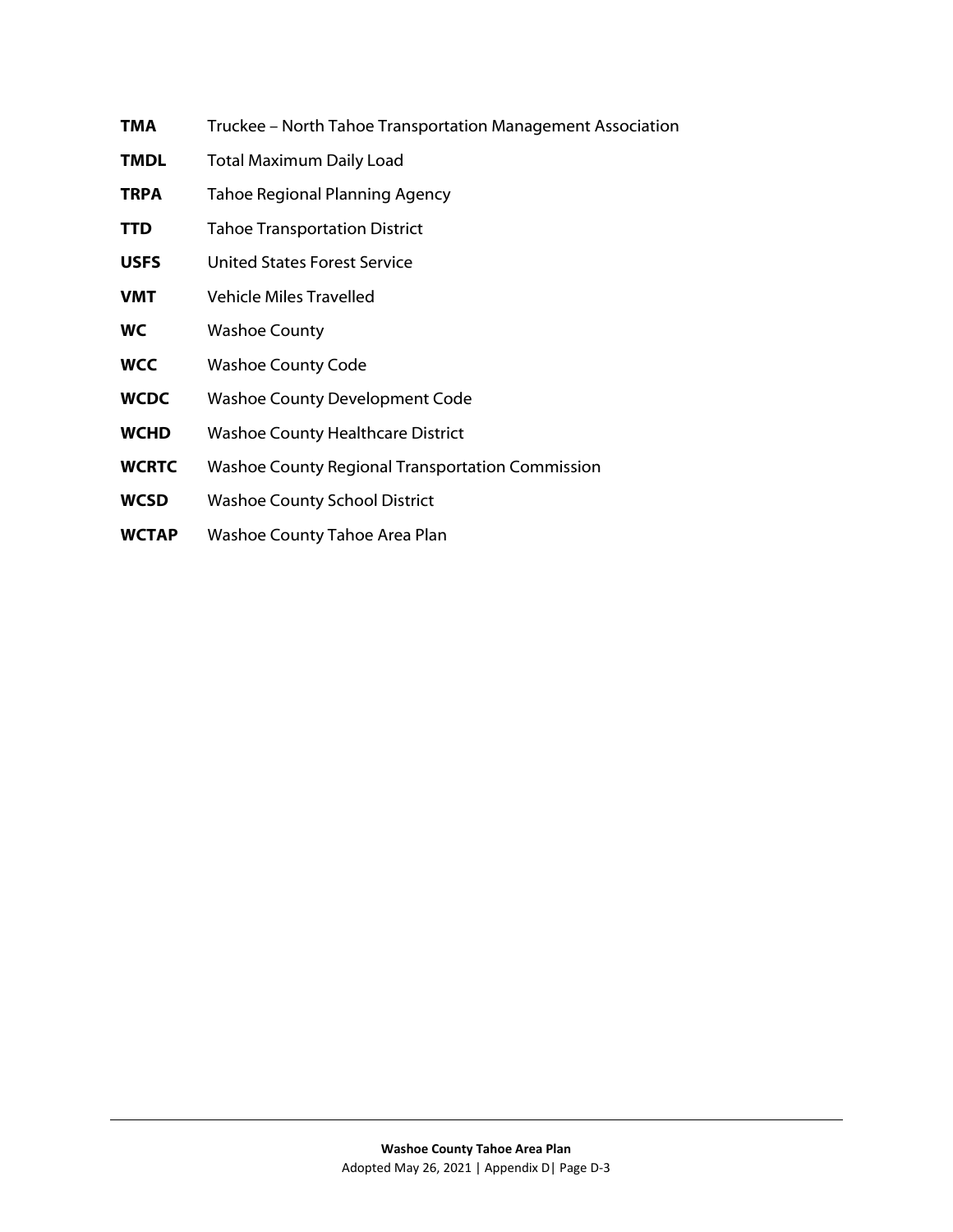**TMA** Truckee – North Tahoe Transportation Management Association

**TMDL** Total Maximum Daily Load

**TRPA** Tahoe Regional Planning Agency

**TTD** Tahoe Transportation District

**USFS** United States Forest Service

**VMT** Vehicle Miles Travelled

**WC** Washoe County

**WCC** Washoe County Code

**WCDC** Washoe County Development Code

**WCHD** Washoe County Healthcare District

**WCRTC** Washoe County Regional Transportation Commission

**WCSD** Washoe County School District

**WCTAP** Washoe County Tahoe Area Plan